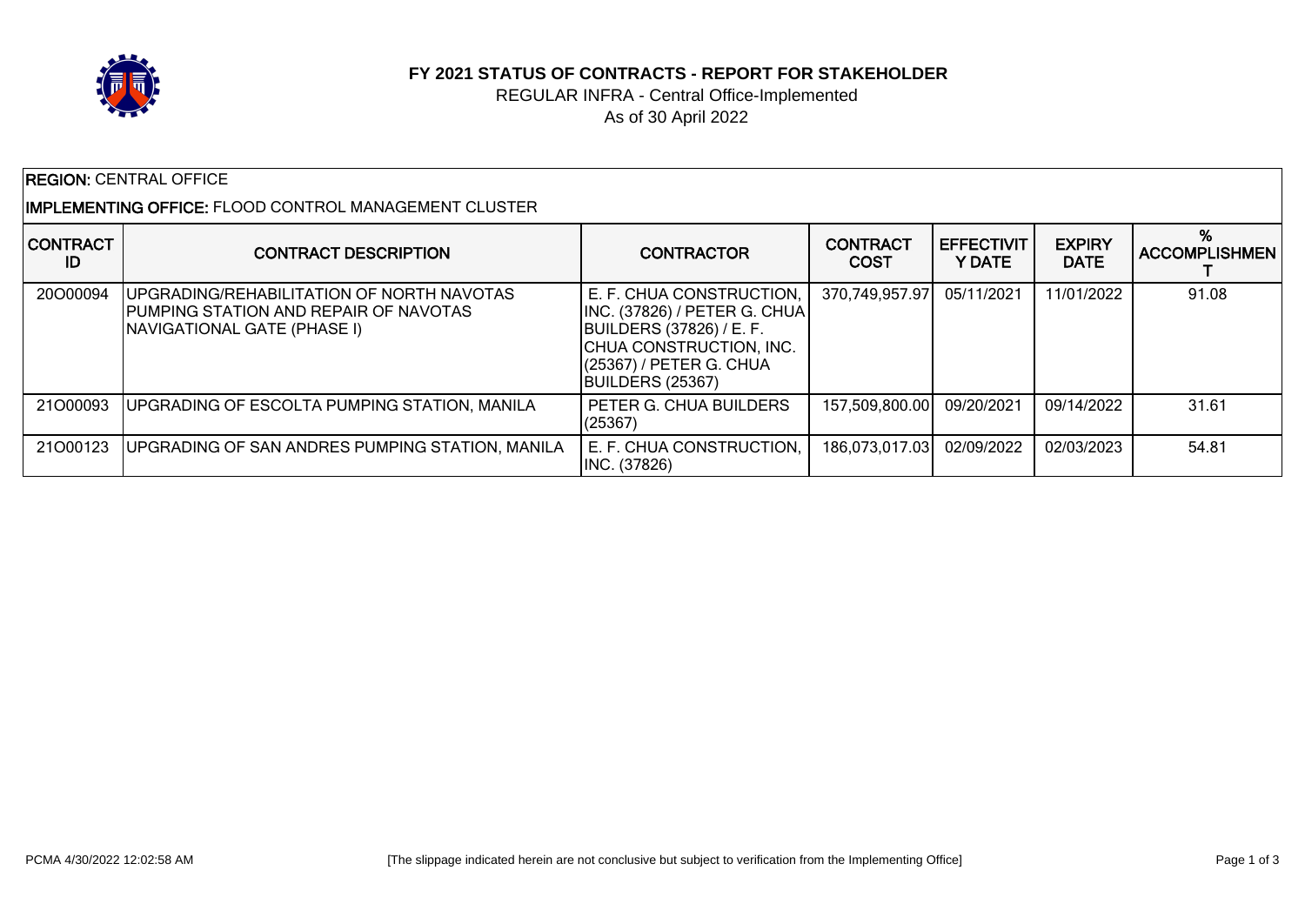# FY 2021 STATUS OF CONTRACTS - REPORT FOR STAKEHOLDER

REGULAR INFRA - Central Office-Implemented

As of 30 April 2022

**REGION:** CENTRAL OFFICE

**IMPLEMENTING OFFICE:** FLOOD CONTROL MANAGEMENT CLUSTER

| CONTRACT ID | CONTRACT DESCRIPTION | CONTRACTOR | CONTRACT COST | EFFECTIVITY DATE | EXPIRY DATE | % ACCOMPLISHMENT |
|---|---|---|---|---|---|---|
| 20O00094 | UPGRADING/REHABILITATION OF NORTH NAVOTAS PUMPING STATION AND REPAIR OF NAVOTAS NAVIGATIONAL GATE (PHASE I) | E. F. CHUA CONSTRUCTION, INC. (37826) / PETER G. CHUA BUILDERS (37826) / E. F. CHUA CONSTRUCTION, INC. (25367) / PETER G. CHUA BUILDERS (25367) | 370,749,957.97 | 05/11/2021 | 11/01/2022 | 91.08 |
| 21O00093 | UPGRADING OF ESCOLTA PUMPING STATION, MANILA | PETER G. CHUA BUILDERS (25367) | 157,509,800.00 | 09/20/2021 | 09/14/2022 | 31.61 |
| 21O00123 | UPGRADING OF SAN ANDRES PUMPING STATION, MANILA | E. F. CHUA CONSTRUCTION, INC. (37826) | 186,073,017.03 | 02/09/2022 | 02/03/2023 | 54.81 |

PCMA 4/30/2022 12:02:58 AM

[The slippage indicated herein are not conclusive but subject to verification from the Implementing Office]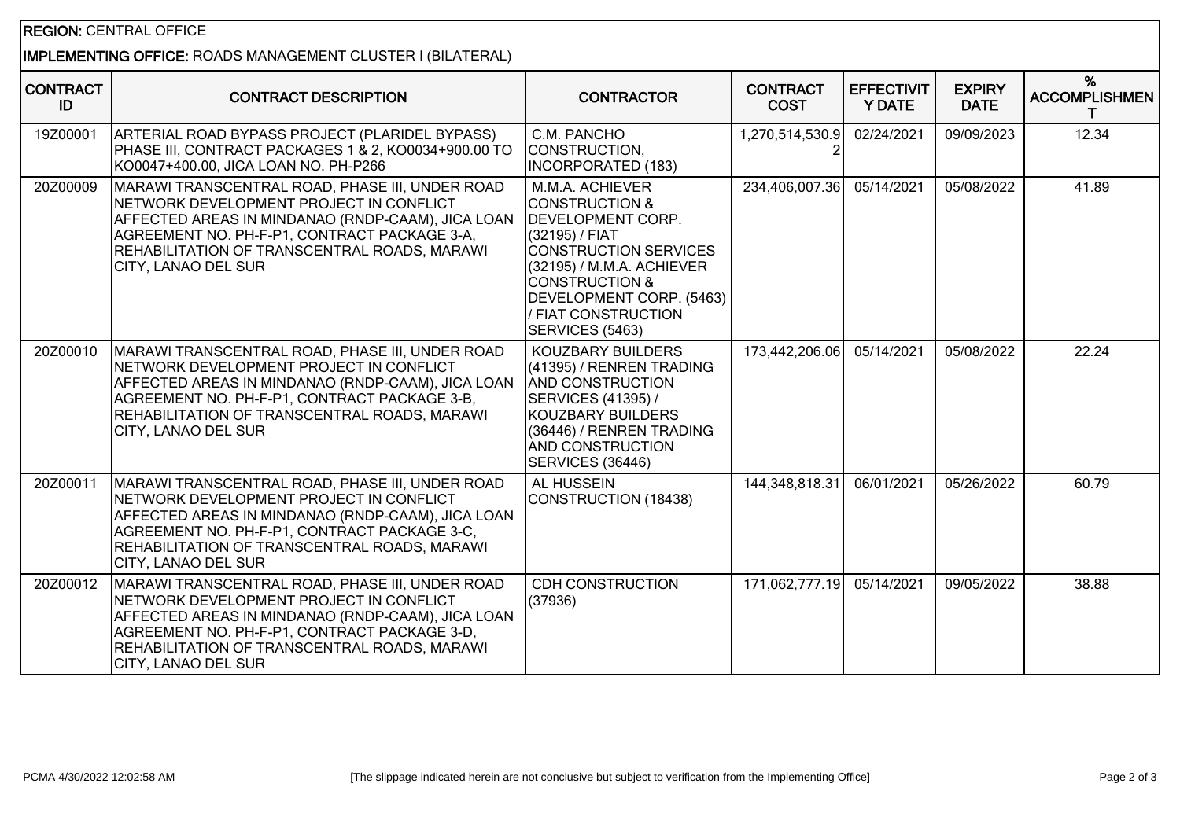**REGION:** CENTRAL OFFICE

**IMPLEMENTING OFFICE:** ROADS MANAGEMENT CLUSTER I (BILATERAL)

| CONTRACT ID | CONTRACT DESCRIPTION | CONTRACTOR | CONTRACT COST | EFFECTIVITY DATE | EXPIRY DATE | % ACCOMPLISHMENT |
|---|---|---|---|---|---|---|
| 19Z00001 | ARTERIAL ROAD BYPASS PROJECT (PLARIDEL BYPASS) PHASE III, CONTRACT PACKAGES 1 & 2, KO0034+900.00 TO KO0047+400.00, JICA LOAN NO. PH-P266 | C.M. PANCHO CONSTRUCTION, INCORPORATED (183) | 1,270,514,530.92 | 02/24/2021 | 09/09/2023 | 12.34 |
| 20Z00009 | MARAWI TRANSCENTRAL ROAD, PHASE III, UNDER ROAD NETWORK DEVELOPMENT PROJECT IN CONFLICT AFFECTED AREAS IN MINDANAO (RNDP-CAAM), JICA LOAN AGREEMENT NO. PH-F-P1, CONTRACT PACKAGE 3-A, REHABILITATION OF TRANSCENTRAL ROADS, MARAWI CITY, LANAO DEL SUR | M.M.A. ACHIEVER CONSTRUCTION & DEVELOPMENT CORP. (32195) / FIAT CONSTRUCTION SERVICES (32195) / M.M.A. ACHIEVER CONSTRUCTION & DEVELOPMENT CORP. (5463) / FIAT CONSTRUCTION SERVICES (5463) | 234,406,007.36 | 05/14/2021 | 05/08/2022 | 41.89 |
| 20Z00010 | MARAWI TRANSCENTRAL ROAD, PHASE III, UNDER ROAD NETWORK DEVELOPMENT PROJECT IN CONFLICT AFFECTED AREAS IN MINDANAO (RNDP-CAAM), JICA LOAN AGREEMENT NO. PH-F-P1, CONTRACT PACKAGE 3-B, REHABILITATION OF TRANSCENTRAL ROADS, MARAWI CITY, LANAO DEL SUR | KOUZBARY BUILDERS (41395) / RENREN TRADING AND CONSTRUCTION SERVICES (41395) / KOUZBARY BUILDERS (36446) / RENREN TRADING AND CONSTRUCTION SERVICES (36446) | 173,442,206.06 | 05/14/2021 | 05/08/2022 | 22.24 |
| 20Z00011 | MARAWI TRANSCENTRAL ROAD, PHASE III, UNDER ROAD NETWORK DEVELOPMENT PROJECT IN CONFLICT AFFECTED AREAS IN MINDANAO (RNDP-CAAM), JICA LOAN AGREEMENT NO. PH-F-P1, CONTRACT PACKAGE 3-C, REHABILITATION OF TRANSCENTRAL ROADS, MARAWI CITY, LANAO DEL SUR | AL HUSSEIN CONSTRUCTION (18438) | 144,348,818.31 | 06/01/2021 | 05/26/2022 | 60.79 |
| 20Z00012 | MARAWI TRANSCENTRAL ROAD, PHASE III, UNDER ROAD NETWORK DEVELOPMENT PROJECT IN CONFLICT AFFECTED AREAS IN MINDANAO (RNDP-CAAM), JICA LOAN AGREEMENT NO. PH-F-P1, CONTRACT PACKAGE 3-D, REHABILITATION OF TRANSCENTRAL ROADS, MARAWI CITY, LANAO DEL SUR | CDH CONSTRUCTION (37936) | 171,062,777.19 | 05/14/2021 | 09/05/2022 | 38.88 |

PCMA 4/30/2022 12:02:58 AM

[The slippage indicated herein are not conclusive but subject to verification from the Implementing Office]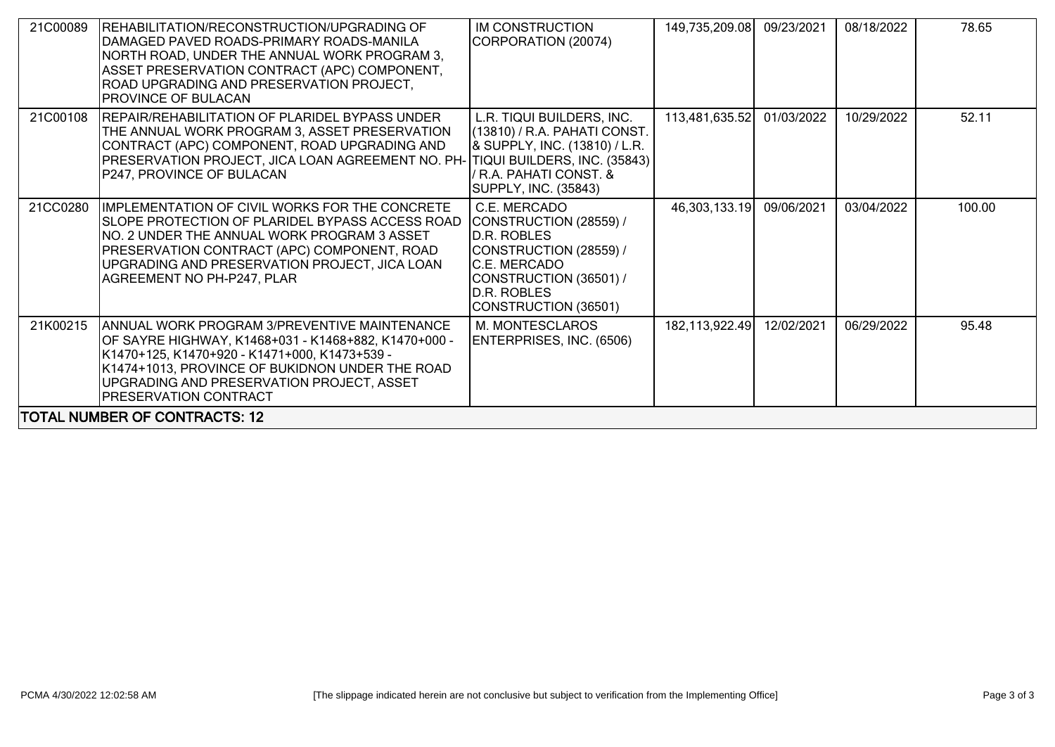| | | | | | | |
|---|---|---|---|---|---|---|
| 21C00089 | REHABILITATION/RECONSTRUCTION/UPGRADING OF DAMAGED PAVED ROADS-PRIMARY ROADS-MANILA NORTH ROAD, UNDER THE ANNUAL WORK PROGRAM 3, ASSET PRESERVATION CONTRACT (APC) COMPONENT, ROAD UPGRADING AND PRESERVATION PROJECT, PROVINCE OF BULACAN | IM CONSTRUCTION CORPORATION (20074) | 149,735,209.08 | 09/23/2021 | 08/18/2022 | 78.65 |
| 21C00108 | REPAIR/REHABILITATION OF PLARIDEL BYPASS UNDER THE ANNUAL WORK PROGRAM 3, ASSET PRESERVATION CONTRACT (APC) COMPONENT, ROAD UPGRADING AND PRESERVATION PROJECT, JICA LOAN AGREEMENT NO. PH-P247, PROVINCE OF BULACAN | L.R. TIQUI BUILDERS, INC. (13810) / R.A. PAHATI CONST. & SUPPLY, INC. (13810) / L.R. TIQUI BUILDERS, INC. (35843) / R.A. PAHATI CONST. & SUPPLY, INC. (35843) | 113,481,635.52 | 01/03/2022 | 10/29/2022 | 52.11 |
| 21CC0280 | IMPLEMENTATION OF CIVIL WORKS FOR THE CONCRETE SLOPE PROTECTION OF PLARIDEL BYPASS ACCESS ROAD NO. 2 UNDER THE ANNUAL WORK PROGRAM 3 ASSET PRESERVATION CONTRACT (APC) COMPONENT, ROAD UPGRADING AND PRESERVATION PROJECT, JICA LOAN AGREEMENT NO PH-P247, PLAR | C.E. MERCADO CONSTRUCTION (28559) / D.R. ROBLES CONSTRUCTION (28559) / C.E. MERCADO CONSTRUCTION (36501) / D.R. ROBLES CONSTRUCTION (36501) | 46,303,133.19 | 09/06/2021 | 03/04/2022 | 100.00 |
| 21K00215 | ANNUAL WORK PROGRAM 3/PREVENTIVE MAINTENANCE OF SAYRE HIGHWAY, K1468+031 - K1468+882, K1470+000 - K1470+125, K1470+920 - K1471+000, K1473+539 - K1474+1013, PROVINCE OF BUKIDNON UNDER THE ROAD UPGRADING AND PRESERVATION PROJECT, ASSET PRESERVATION CONTRACT | M. MONTESCLAROS ENTERPRISES, INC. (6506) | 182,113,922.49 | 12/02/2021 | 06/29/2022 | 95.48 |

**TOTAL NUMBER OF CONTRACTS: 12**

PCMA 4/30/2022 12:02:58 AM

[The slippage indicated herein are not conclusive but subject to verification from the Implementing Office]